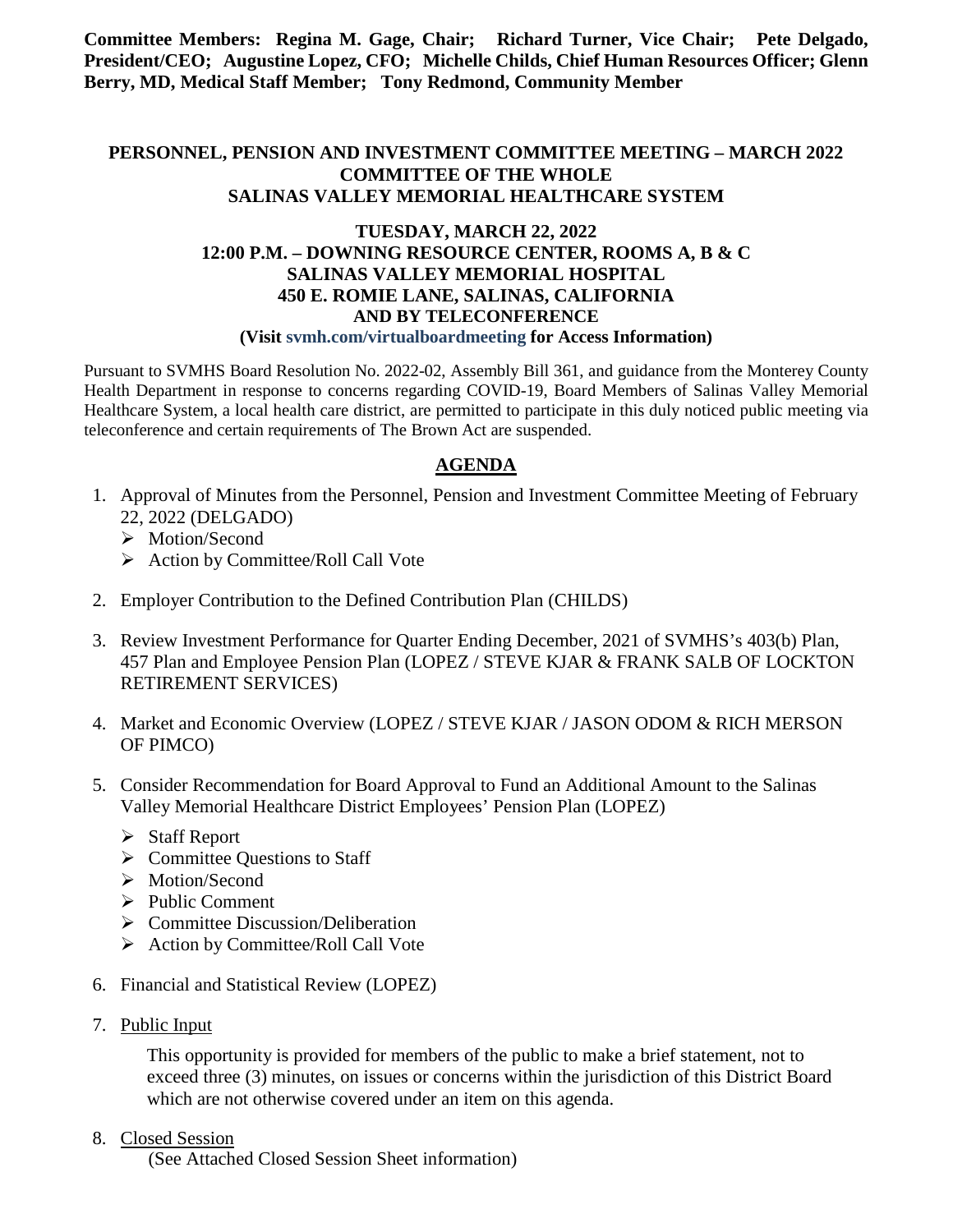**Committee Members: Regina M. Gage, Chair; Richard Turner, Vice Chair; Pete Delgado, President/CEO; Augustine Lopez, CFO; Michelle Childs, Chief Human Resources Officer; Glenn Berry, MD, Medical Staff Member; Tony Redmond, Community Member**

**PERSONNEL, PENSION AND INVESTMENT COMMITTEE MEETING – MARCH 2022**
**COMMITTEE OF THE WHOLE**
**SALINAS VALLEY MEMORIAL HEALTHCARE SYSTEM**

**TUESDAY, MARCH 22, 2022**
**12:00 P.M. – DOWNING RESOURCE CENTER, ROOMS A, B & C**
**SALINAS VALLEY MEMORIAL HOSPITAL**
**450 E. ROMIE LANE, SALINAS, CALIFORNIA**
**AND BY TELECONFERENCE**
**(Visit svmh.com/virtualboardmeeting for Access Information)**

Pursuant to SVMHS Board Resolution No. 2022-02, Assembly Bill 361, and guidance from the Monterey County Health Department in response to concerns regarding COVID-19, Board Members of Salinas Valley Memorial Healthcare System, a local health care district, are permitted to participate in this duly noticed public meeting via teleconference and certain requirements of The Brown Act are suspended.

## AGENDA

1. Approval of Minutes from the Personnel, Pension and Investment Committee Meeting of February 22, 2022 (DELGADO)
   - Motion/Second
   - Action by Committee/Roll Call Vote

2. Employer Contribution to the Defined Contribution Plan (CHILDS)

3. Review Investment Performance for Quarter Ending December, 2021 of SVMHS's 403(b) Plan, 457 Plan and Employee Pension Plan (LOPEZ / STEVE KJAR & FRANK SALB OF LOCKTON RETIREMENT SERVICES)

4. Market and Economic Overview (LOPEZ / STEVE KJAR / JASON ODOM & RICH MERSON OF PIMCO)

5. Consider Recommendation for Board Approval to Fund an Additional Amount to the Salinas Valley Memorial Healthcare District Employees' Pension Plan (LOPEZ)
   - Staff Report
   - Committee Questions to Staff
   - Motion/Second
   - Public Comment
   - Committee Discussion/Deliberation
   - Action by Committee/Roll Call Vote

6. Financial and Statistical Review (LOPEZ)

7. Public Input

   This opportunity is provided for members of the public to make a brief statement, not to exceed three (3) minutes, on issues or concerns within the jurisdiction of this District Board which are not otherwise covered under an item on this agenda.

8. Closed Session

   (See Attached Closed Session Sheet information)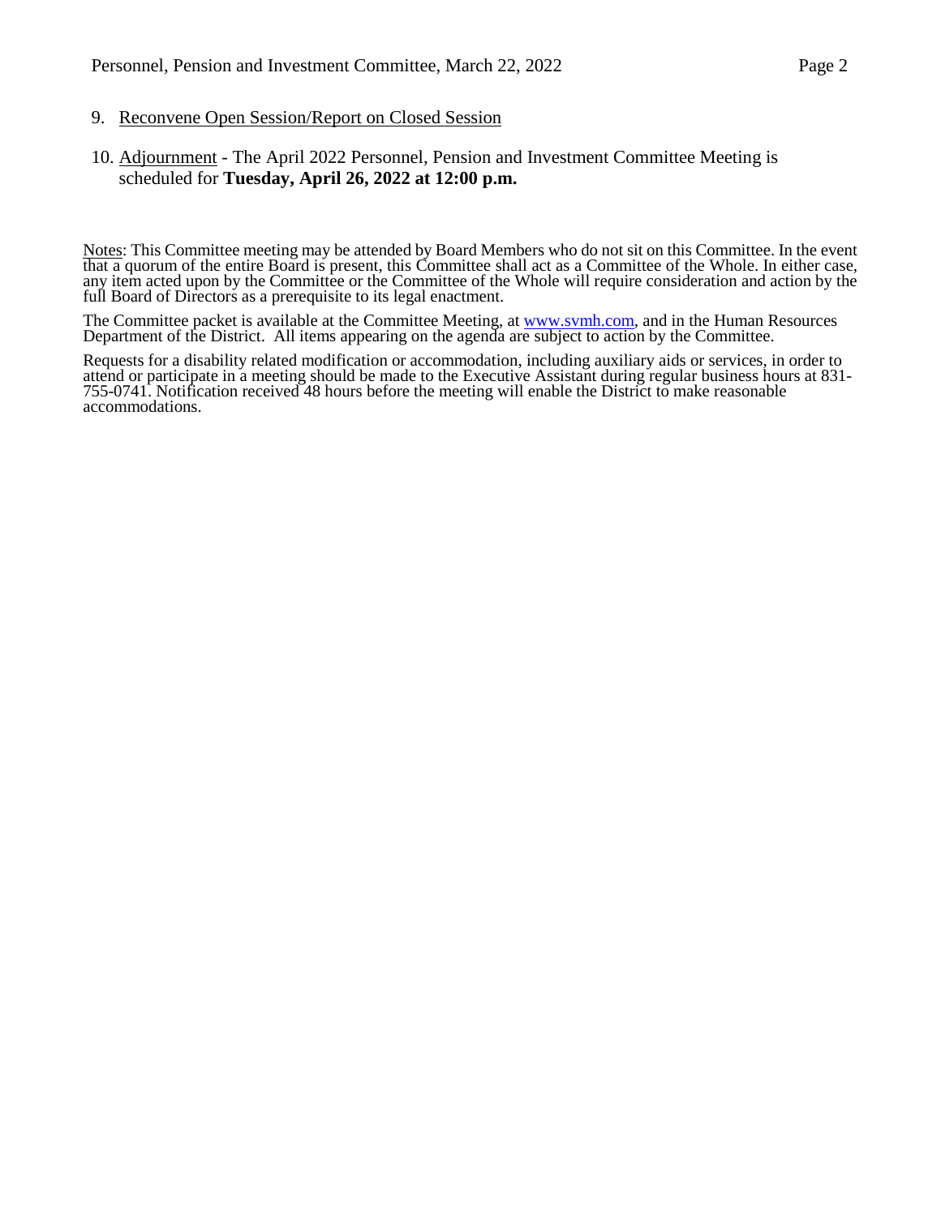9. Reconvene Open Session/Report on Closed Session

10. Adjournment - The April 2022 Personnel, Pension and Investment Committee Meeting is scheduled for **Tuesday, April 26, 2022 at 12:00 p.m.**

Notes: This Committee meeting may be attended by Board Members who do not sit on this Committee. In the event that a quorum of the entire Board is present, this Committee shall act as a Committee of the Whole. In either case, any item acted upon by the Committee or the Committee of the Whole will require consideration and action by the full Board of Directors as a prerequisite to its legal enactment.

The Committee packet is available at the Committee Meeting, at www.svmh.com, and in the Human Resources Department of the District. All items appearing on the agenda are subject to action by the Committee.

Requests for a disability related modification or accommodation, including auxiliary aids or services, in order to attend or participate in a meeting should be made to the Executive Assistant during regular business hours at 831-755-0741. Notification received 48 hours before the meeting will enable the District to make reasonable accommodations.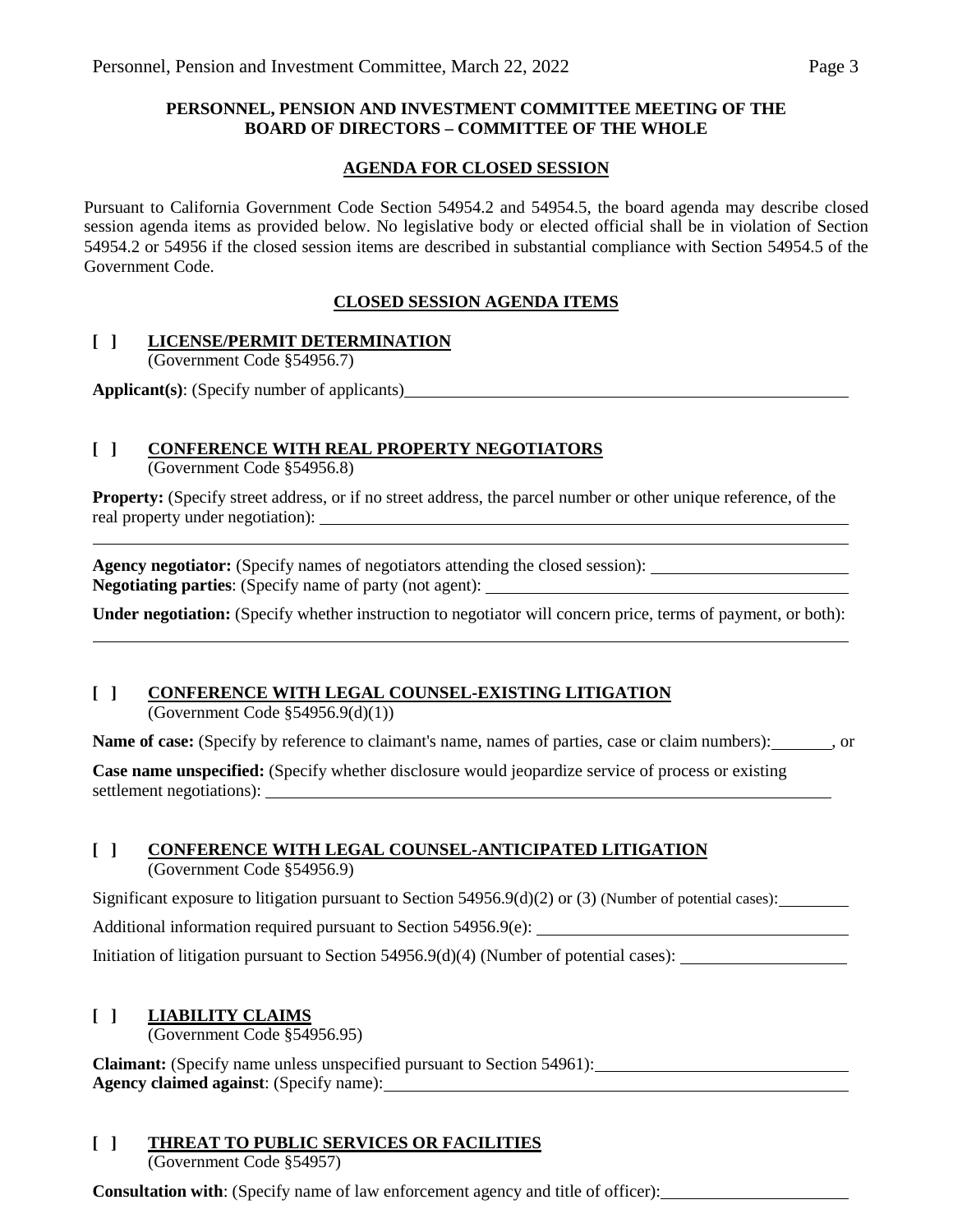**PERSONNEL, PENSION AND INVESTMENT COMMITTEE MEETING OF THE BOARD OF DIRECTORS – COMMITTEE OF THE WHOLE**

**AGENDA FOR CLOSED SESSION**

Pursuant to California Government Code Section 54954.2 and 54954.5, the board agenda may describe closed session agenda items as provided below. No legislative body or elected official shall be in violation of Section 54954.2 or 54956 if the closed session items are described in substantial compliance with Section 54954.5 of the Government Code.

**CLOSED SESSION AGENDA ITEMS**

**[ ] LICENSE/PERMIT DETERMINATION**
(Government Code §54956.7)

**Applicant(s)**: (Specify number of applicants) \_\_\_\_\_\_\_\_\_\_\_\_\_\_\_\_\_\_\_\_\_\_\_\_\_\_\_\_\_\_\_\_\_\_\_\_\_\_\_\_

**[ ] CONFERENCE WITH REAL PROPERTY NEGOTIATORS**
(Government Code §54956.8)

**Property:** (Specify street address, or if no street address, the parcel number or other unique reference, of the real property under negotiation): \_\_\_\_\_\_\_\_\_\_\_\_\_\_\_\_\_\_\_\_\_\_\_\_\_\_\_\_\_\_\_\_\_\_\_\_\_\_\_\_

\_\_\_\_\_\_\_\_\_\_\_\_\_\_\_\_\_\_\_\_\_\_\_\_\_\_\_\_\_\_\_\_\_\_\_\_\_\_\_\_\_\_\_\_\_\_\_\_\_\_\_\_\_\_\_\_\_\_\_\_\_\_\_\_\_\_\_\_\_\_\_\_\_\_\_\_

**Agency negotiator:** (Specify names of negotiators attending the closed session): \_\_\_\_\_\_\_\_\_\_\_\_\_\_\_\_\_\_\_\_
**Negotiating parties**: (Specify name of party (not agent): \_\_\_\_\_\_\_\_\_\_\_\_\_\_\_\_\_\_\_\_\_\_\_\_\_\_\_\_\_\_\_\_\_\_\_\_

**Under negotiation:** (Specify whether instruction to negotiator will concern price, terms of payment, or both):

\_\_\_\_\_\_\_\_\_\_\_\_\_\_\_\_\_\_\_\_\_\_\_\_\_\_\_\_\_\_\_\_\_\_\_\_\_\_\_\_\_\_\_\_\_\_\_\_\_\_\_\_\_\_\_\_\_\_\_\_\_\_\_\_\_\_\_\_\_\_\_\_\_\_\_\_

**[ ] CONFERENCE WITH LEGAL COUNSEL-EXISTING LITIGATION**
(Government Code §54956.9(d)(1))

**Name of case:** (Specify by reference to claimant's name, names of parties, case or claim numbers): \_\_\_\_\_\_\_, or

**Case name unspecified:** (Specify whether disclosure would jeopardize service of process or existing settlement negotiations): \_\_\_\_\_\_\_\_\_\_\_\_\_\_\_\_\_\_\_\_\_\_\_\_\_\_\_\_\_\_\_\_\_\_\_\_\_\_\_\_\_\_\_\_\_\_\_\_\_\_\_\_

**[ ] CONFERENCE WITH LEGAL COUNSEL-ANTICIPATED LITIGATION**
(Government Code §54956.9)

Significant exposure to litigation pursuant to Section 54956.9(d)(2) or (3) (Number of potential cases): \_\_\_\_\_\_\_\_

Additional information required pursuant to Section 54956.9(e): \_\_\_\_\_\_\_\_\_\_\_\_\_\_\_\_\_\_\_\_\_\_\_\_\_\_\_\_\_\_\_\_

Initiation of litigation pursuant to Section 54956.9(d)(4) (Number of potential cases): \_\_\_\_\_\_\_\_\_\_\_\_\_\_\_\_

**[ ] LIABILITY CLAIMS**
(Government Code §54956.95)

**Claimant:** (Specify name unless unspecified pursuant to Section 54961): \_\_\_\_\_\_\_\_\_\_\_\_\_\_\_\_\_\_\_\_\_\_\_\_\_\_
**Agency claimed against**: (Specify name): \_\_\_\_\_\_\_\_\_\_\_\_\_\_\_\_\_\_\_\_\_\_\_\_\_\_\_\_\_\_\_\_\_\_\_\_\_\_\_\_\_\_\_\_\_\_

**[ ] THREAT TO PUBLIC SERVICES OR FACILITIES**
(Government Code §54957)

**Consultation with**: (Specify name of law enforcement agency and title of officer): \_\_\_\_\_\_\_\_\_\_\_\_\_\_\_\_\_\_\_\_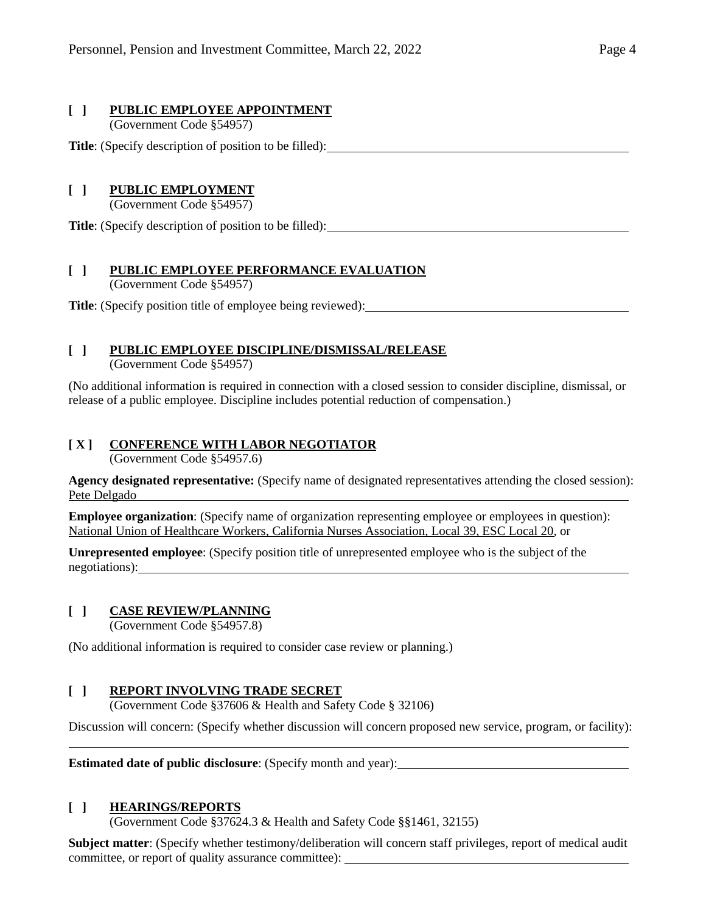## [ ] PUBLIC EMPLOYEE APPOINTMENT

(Government Code §54957)

**Title**: (Specify description of position to be filled): ________________________________

## [ ] PUBLIC EMPLOYMENT

(Government Code §54957)

**Title**: (Specify description of position to be filled): ________________________________

## [ ] PUBLIC EMPLOYEE PERFORMANCE EVALUATION

(Government Code §54957)

**Title**: (Specify position title of employee being reviewed): ________________________________

## [ ] PUBLIC EMPLOYEE DISCIPLINE/DISMISSAL/RELEASE

(Government Code §54957)

(No additional information is required in connection with a closed session to consider discipline, dismissal, or release of a public employee. Discipline includes potential reduction of compensation.)

## [ X ] CONFERENCE WITH LABOR NEGOTIATOR

(Government Code §54957.6)

**Agency designated representative:** (Specify name of designated representatives attending the closed session): Pete Delgado

**Employee organization**: (Specify name of organization representing employee or employees in question): National Union of Healthcare Workers, California Nurses Association, Local 39, ESC Local 20, or

**Unrepresented employee**: (Specify position title of unrepresented employee who is the subject of the negotiations): ________________________________

## [ ] CASE REVIEW/PLANNING

(Government Code §54957.8)

(No additional information is required to consider case review or planning.)

## [ ] REPORT INVOLVING TRADE SECRET

(Government Code §37606 & Health and Safety Code § 32106)

Discussion will concern: (Specify whether discussion will concern proposed new service, program, or facility): ________________________________

**Estimated date of public disclosure**: (Specify month and year): ________________________________

## [ ] HEARINGS/REPORTS

(Government Code §37624.3 & Health and Safety Code §§1461, 32155)

**Subject matter**: (Specify whether testimony/deliberation will concern staff privileges, report of medical audit committee, or report of quality assurance committee): ________________________________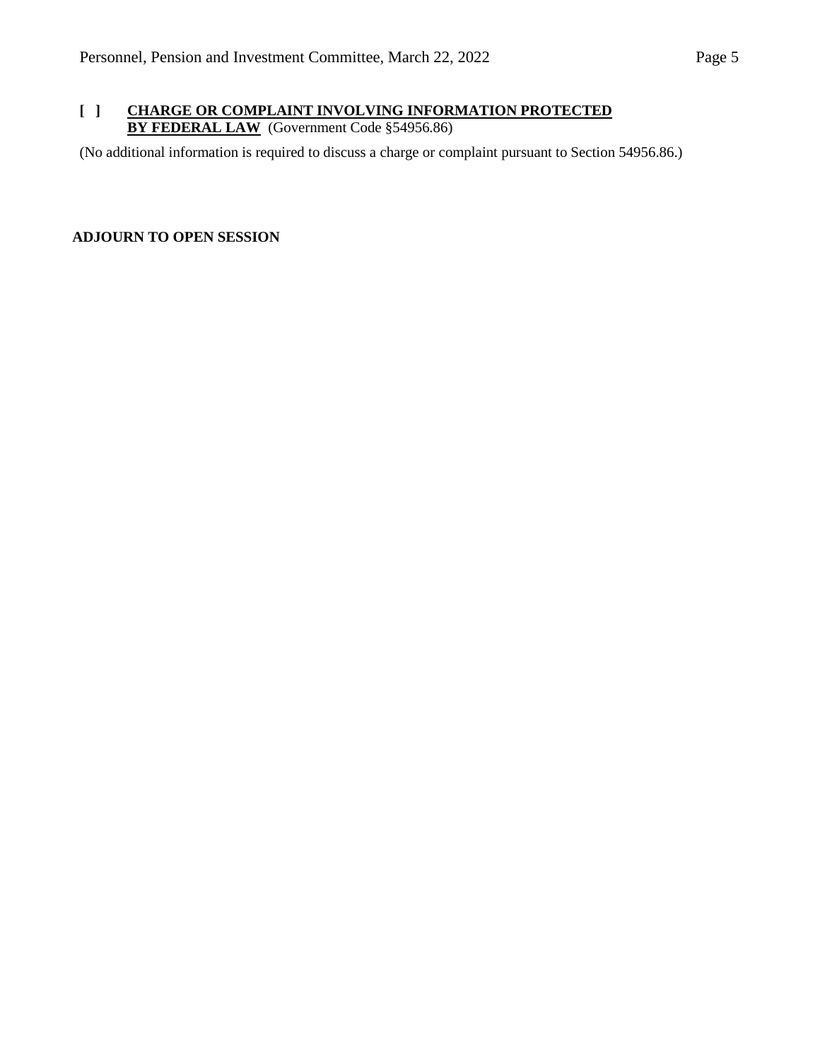[ ] **CHARGE OR COMPLAINT INVOLVING INFORMATION PROTECTED BY FEDERAL LAW** (Government Code §54956.86)

(No additional information is required to discuss a charge or complaint pursuant to Section 54956.86.)

**ADJOURN TO OPEN SESSION**